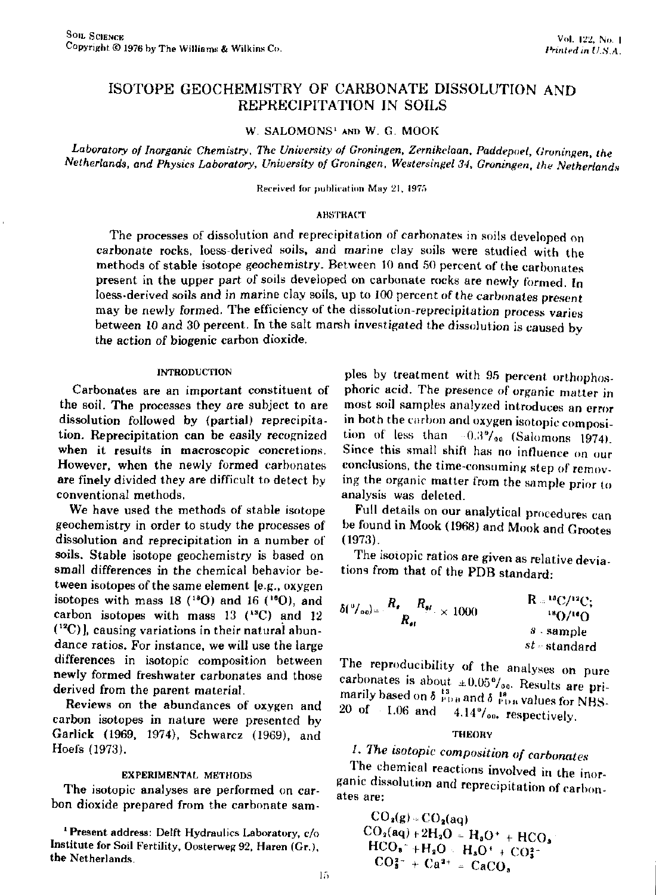# ISOTOPE GEOCHEMISTRY OF CARBONATE DISSOLUTION AND REPRECIPITATION IN SOILS

W. SALOMONS[1] AND W. G. MOOK

*Laboratory of Inorganic Chemistry, The University of Groningen, Zernikelaan, Paddepoel, Groningen, the Netherlands, and Physics Laboratory, University of Groningen, Westersingel 34, Groningen, the Netherlands*

Received for publication May 21, 1975

## ABSTRACT

The processes of dissolution and reprecipitation of carbonates in soils developed on carbonate rocks, loess-derived soils, and marine clay soils were studied with the methods of stable isotope geochemistry. Between 10 and 50 percent of the carbonates present in the upper part of soils developed on carbonate rocks are newly formed. In loess-derived soils and in marine clay soils, up to 100 percent of the carbonates present may be newly formed. The efficiency of the dissolution-reprecipitation process varies between 10 and 30 percent. In the salt marsh investigated the dissolution is caused by the action of biogenic carbon dioxide.

## INTRODUCTION

Carbonates are an important constituent of the soil. The processes they are subject to are dissolution followed by (partial) reprecipitation. Reprecipitation can be easily recognized when it results in macroscopic concretions. However, when the newly formed carbonates are finely divided they are difficult to detect by conventional methods.

We have used the methods of stable isotope geochemistry in order to study the processes of dissolution and reprecipitation in a number of soils. Stable isotope geochemistry is based on small differences in the chemical behavior between isotopes of the same element [e.g., oxygen isotopes with mass 18 ($^{18}O$) and 16 ($^{16}O$), and carbon isotopes with mass 13 ($^{13}C$) and 12 ($^{12}C$)], causing variations in their natural abundance ratios. For instance, we will use the large differences in isotopic composition between newly formed freshwater carbonates and those derived from the parent material.

Reviews on the abundances of oxygen and carbon isotopes in nature were presented by Garlick (1969, 1974), Schwarcz (1969), and Hoefs (1973).

## EXPERIMENTAL METHODS

The isotopic analyses are performed on carbon dioxide prepared from the carbonate samples by treatment with 95 percent orthophosphoric acid. The presence of organic matter in most soil samples analyzed introduces an error in both the carbon and oxygen isotopic composition of less than $-0.3$‰ (Salomons 1974). Since this small shift has no influence on our conclusions, the time-consuming step of removing the organic matter from the sample prior to analysis was deleted.

Full details on our analytical procedures can be found in Mook (1968) and Mook and Grootes (1973).

The isotopic ratios are given as relative deviations from that of the PDB standard:

$$\delta(‰) = \frac{R_s - R_{st}}{R_{st}} \times 1000 \qquad \begin{array}{l} R = {}^{13}C/{}^{12}C; \\ \quad\;\; {}^{18}O/{}^{16}O \\ s = \text{sample} \\ st = \text{standard} \end{array}$$

The reproducibility of the analyses on pure carbonates is about $\pm 0.05$‰. Results are primarily based on $\delta^{13}_{PDB}$ and $\delta^{18}_{PDB}$ values for NBS-20 of $-1.06$ and $-4.14$‰, respectively.

## THEORY

### *1. The isotopic composition of carbonates*

The chemical reactions involved in the inorganic dissolution and reprecipitation of carbonates are:

$$CO_2(g) = CO_2(aq)$$
$$CO_2(aq) + 2H_2O = H_3O^+ + HCO_3^-$$
$$HCO_3^- + H_2O = H_3O^+ + CO_3^{2-}$$
$$CO_3^{2-} + Ca^{2+} = CaCO_3$$

[1] Present address: Delft Hydraulics Laboratory, c/o Institute for Soil Fertility, Oosterweg 92, Haren (Gr.), the Netherlands.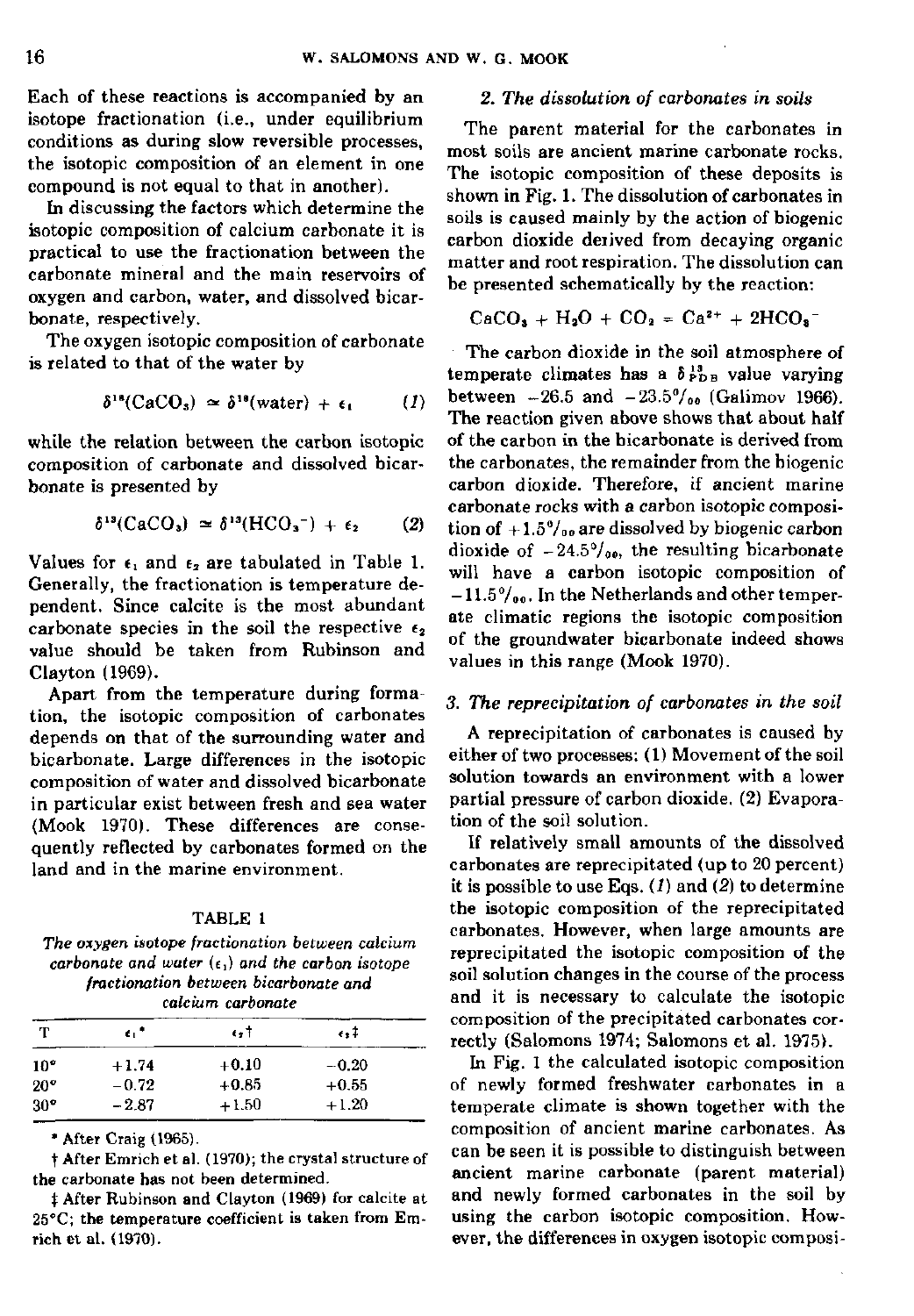Each of these reactions is accompanied by an isotope fractionation (i.e., under equilibrium conditions as during slow reversible processes, the isotopic composition of an element in one compound is not equal to that in another).

In discussing the factors which determine the isotopic composition of calcium carbonate it is practical to use the fractionation between the carbonate mineral and the main reservoirs of oxygen and carbon, water, and dissolved bicarbonate, respectively.

The oxygen isotopic composition of carbonate is related to that of the water by

$$\delta^{18}(CaCO_3) \simeq \delta^{18}(\text{water}) + \epsilon_1 \qquad (1)$$

while the relation between the carbon isotopic composition of carbonate and dissolved bicarbonate is presented by

$$\delta^{13}(CaCO_3) \simeq \delta^{13}(HCO_3^-) + \epsilon_2 \qquad (2)$$

Values for $\epsilon_1$ and $\epsilon_2$ are tabulated in Table 1. Generally, the fractionation is temperature dependent. Since calcite is the most abundant carbonate species in the soil the respective $\epsilon_2$ value should be taken from Rubinson and Clayton (1969).

Apart from the temperature during formation, the isotopic composition of carbonates depends on that of the surrounding water and bicarbonate. Large differences in the isotopic composition of water and dissolved bicarbonate in particular exist between fresh and sea water (Mook 1970). These differences are consequently reflected by carbonates formed on the land and in the marine environment.

TABLE 1

*The oxygen isotope fractionation between calcium carbonate and water ($\epsilon_1$) and the carbon isotope fractionation between bicarbonate and calcium carbonate*

| T | $\epsilon_1$ * | $\epsilon_2$ † | $\epsilon_2$ ‡ |
|---|---|---|---|
| 10° | +1.74 | +0.10 | −0.20 |
| 20° | −0.72 | +0.85 | +0.55 |
| 30° | −2.87 | +1.50 | +1.20 |

\* After Craig (1965).

† After Emrich et al. (1970); the crystal structure of the carbonate has not been determined.

‡ After Rubinson and Clayton (1969) for calcite at 25°C; the temperature coefficient is taken from Emrich et al. (1970).

### *2. The dissolution of carbonates in soils*

The parent material for the carbonates in most soils are ancient marine carbonate rocks. The isotopic composition of these deposits is shown in Fig. 1. The dissolution of carbonates in soils is caused mainly by the action of biogenic carbon dioxide derived from decaying organic matter and root respiration. The dissolution can be presented schematically by the reaction:

$$CaCO_3 + H_2O + CO_2 = Ca^{2+} + 2HCO_3^-$$

The carbon dioxide in the soil atmosphere of temperate climates has a $\delta^{13}_{PDB}$ value varying between −26.5 and −23.5‰ (Galimov 1966). The reaction given above shows that about half of the carbon in the bicarbonate is derived from the carbonates, the remainder from the biogenic carbon dioxide. Therefore, if ancient marine carbonate rocks with a carbon isotopic composition of +1.5‰ are dissolved by biogenic carbon dioxide of −24.5‰, the resulting bicarbonate will have a carbon isotopic composition of −11.5‰. In the Netherlands and other temperate climatic regions the isotopic composition of the groundwater bicarbonate indeed shows values in this range (Mook 1970).

### *3. The reprecipitation of carbonates in the soil*

A reprecipitation of carbonates is caused by either of two processes: (1) Movement of the soil solution towards an environment with a lower partial pressure of carbon dioxide. (2) Evaporation of the soil solution.

If relatively small amounts of the dissolved carbonates are reprecipitated (up to 20 percent) it is possible to use Eqs. (*1*) and (*2*) to determine the isotopic composition of the reprecipitated carbonates. However, when large amounts are reprecipitated the isotopic composition of the soil solution changes in the course of the process and it is necessary to calculate the isotopic composition of the precipitated carbonates correctly (Salomons 1974; Salomons et al. 1975).

In Fig. 1 the calculated isotopic composition of newly formed freshwater carbonates in a temperate climate is shown together with the composition of ancient marine carbonates. As can be seen it is possible to distinguish between ancient marine carbonate (parent material) and newly formed carbonates in the soil by using the carbon isotopic composition. However, the differences in oxygen isotopic composi-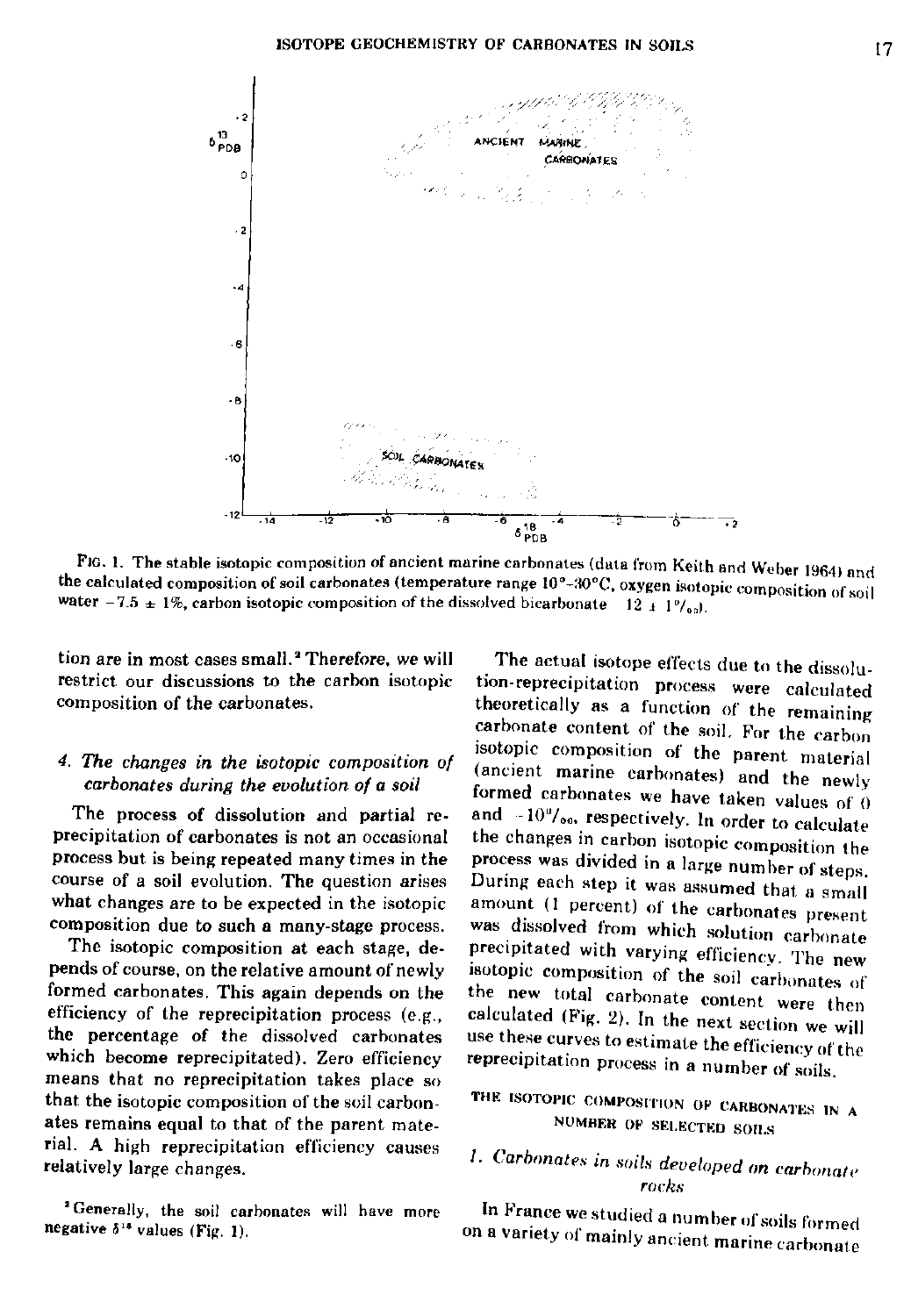FIG. 1. The stable isotopic composition of ancient marine carbonates (data from Keith and Weber 1964) and the calculated composition of soil carbonates (temperature range 10°–30°C, oxygen isotopic composition of soil water −7.5 ± 1%, carbon isotopic composition of the dissolved bicarbonate −12 ± 1‰).

tion are in most cases small.[2] Therefore, we will restrict our discussions to the carbon isotopic composition of the carbonates.

### 4. *The changes in the isotopic composition of carbonates during the evolution of a soil*

The process of dissolution and partial reprecipitation of carbonates is not an occasional process but is being repeated many times in the course of a soil evolution. The question arises what changes are to be expected in the isotopic composition due to such a many-stage process.

The isotopic composition at each stage, depends of course, on the relative amount of newly formed carbonates. This again depends on the efficiency of the reprecipitation process (e.g., the percentage of the dissolved carbonates which become reprecipitated). Zero efficiency means that no reprecipitation takes place so that the isotopic composition of the soil carbonates remains equal to that of the parent material. A high reprecipitation efficiency causes relatively large changes.

[2] Generally, the soil carbonates will have more negative $\delta^{18}$ values (Fig. 1).

The actual isotope effects due to the dissolution-reprecipitation process were calculated theoretically as a function of the remaining carbonate content of the soil. For the carbon isotopic composition of the parent material (ancient marine carbonates) and the newly formed carbonates we have taken values of 0 and −10‰, respectively. In order to calculate the changes in carbon isotopic composition the process was divided in a large number of steps. During each step it was assumed that a small amount (1 percent) of the carbonates present was dissolved from which solution carbonate precipitated with varying efficiency. The new isotopic composition of the soil carbonates of the new total carbonate content were then calculated (Fig. 2). In the next section we will use these curves to estimate the efficiency of the reprecipitation process in a number of soils.

## THE ISOTOPIC COMPOSITION OF CARBONATES IN A NUMBER OF SELECTED SOILS

### 1. *Carbonates in soils developed on carbonate rocks*

In France we studied a number of soils formed on a variety of mainly ancient marine carbonate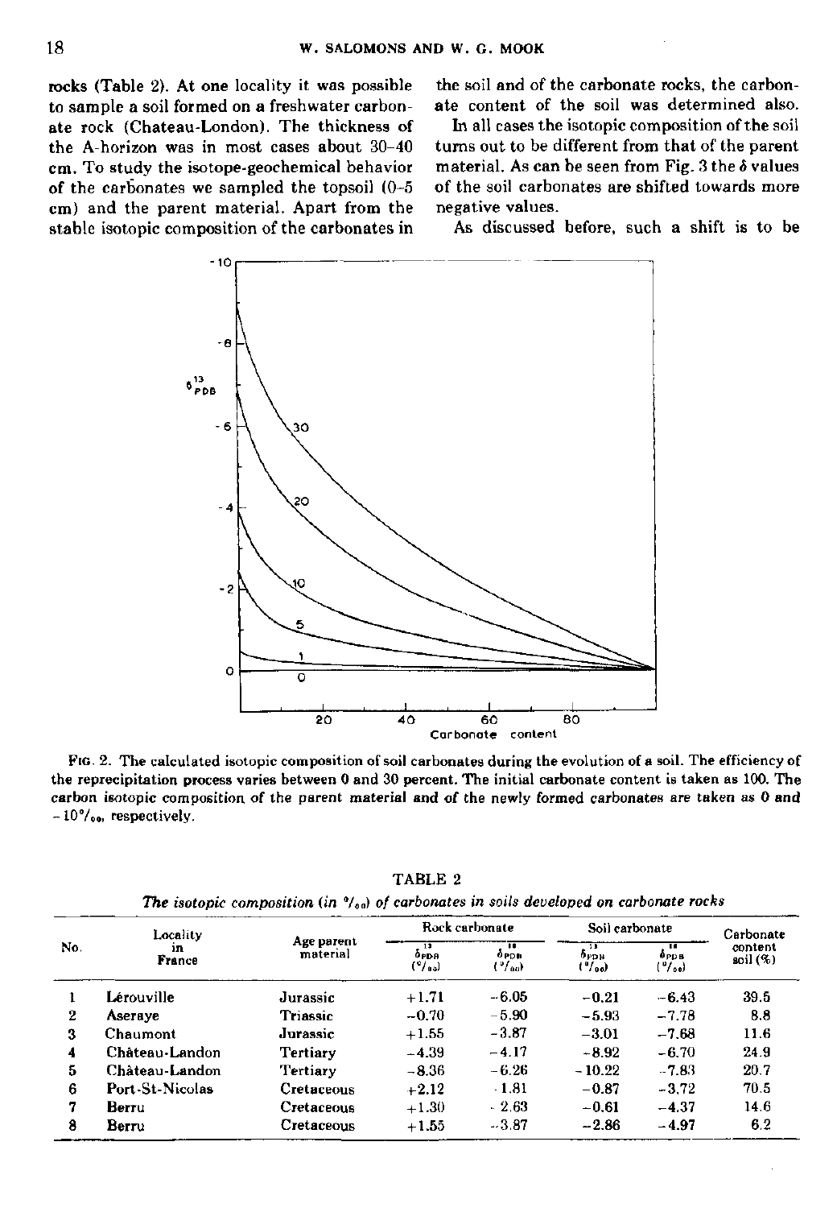rocks (Table 2). At one locality it was possible to sample a soil formed on a freshwater carbonate rock (Chateau-London). The thickness of the A-horizon was in most cases about 30–40 cm. To study the isotope-geochemical behavior of the carbonates we sampled the topsoil (0–5 cm) and the parent material. Apart from the stable isotopic composition of the carbonates in the soil and of the carbonate rocks, the carbonate content of the soil was determined also.

In all cases the isotopic composition of the soil turns out to be different from that of the parent material. As can be seen from Fig. 3 the $\delta$ values of the soil carbonates are shifted towards more negative values.

As discussed before, such a shift is to be

FIG. 2. The calculated isotopic composition of soil carbonates during the evolution of a soil. The efficiency of the reprecipitation process varies between 0 and 30 percent. The initial carbonate content is taken as 100. The carbon isotopic composition of the parent material and of the newly formed carbonates are taken as 0 and $-10$‰, respectively.

TABLE 2

*The isotopic composition (in ‰) of carbonates in soils developed on carbonate rocks*

| No. | Locality in France | Age parent material | Rock carbonate | | Soil carbonate | | Carbonate content soil (%) |
|---|---|---|---|---|---|---|---|
| | | | $\delta^{13}_{PDB}$ (‰) | $\delta^{18}_{PDB}$ (‰) | $\delta^{13}_{PDB}$ (‰) | $\delta^{18}_{PDB}$ (‰) | |
| 1 | Lérouville | Jurassic | +1.71 | −6.05 | −0.21 | −6.43 | 39.5 |
| 2 | Aseraye | Triassic | −0.70 | −5.90 | −5.93 | −7.78 | 8.8 |
| 3 | Chaumont | Jurassic | +1.55 | −3.87 | −3.01 | −7.68 | 11.6 |
| 4 | Château-Landon | Tertiary | −4.39 | −4.17 | −8.92 | −6.70 | 24.9 |
| 5 | Château-Landon | Tertiary | −8.36 | −6.26 | −10.22 | −7.83 | 20.7 |
| 6 | Port-St-Nicolas | Cretaceous | +2.12 | −1.81 | −0.87 | −3.72 | 70.5 |
| 7 | Berru | Cretaceous | +1.30 | −2.63 | −0.61 | −4.37 | 14.6 |
| 8 | Berru | Cretaceous | +1.55 | −3.87 | −2.86 | −4.97 | 6.2 |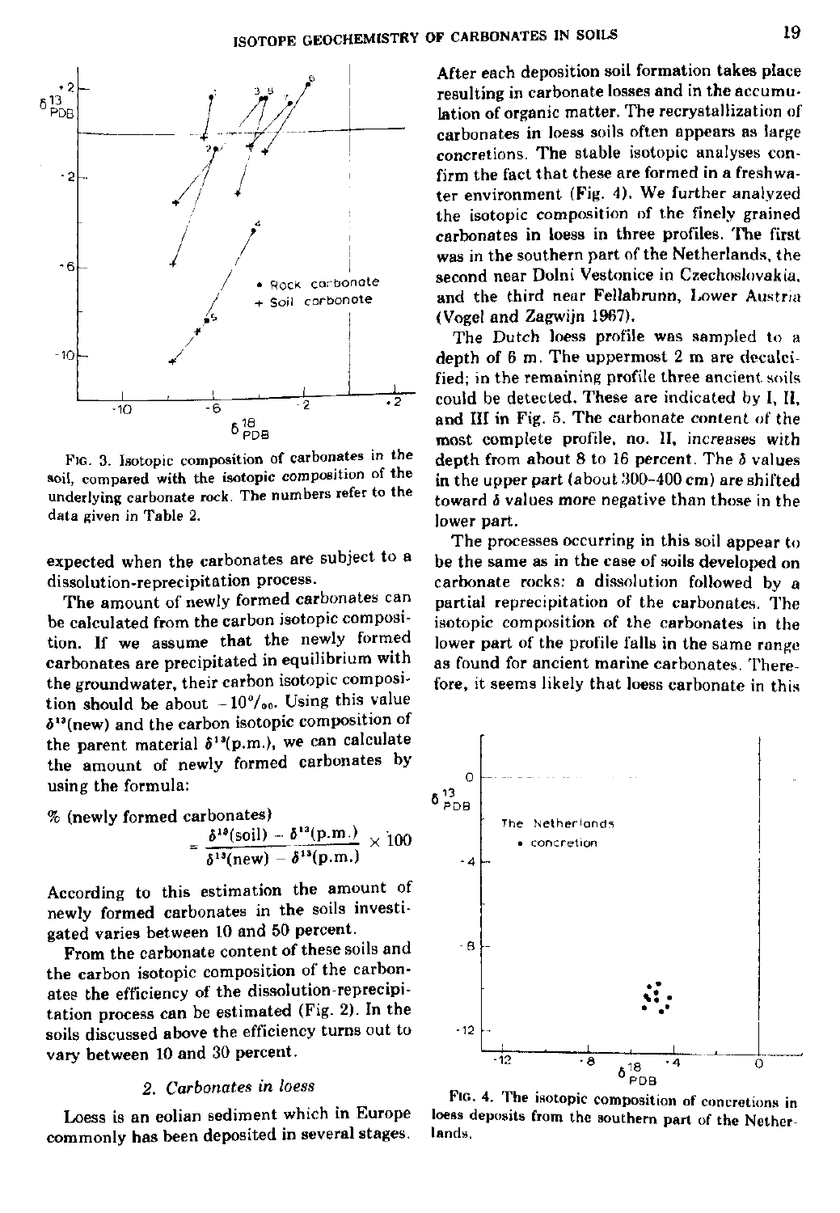FIG. 3. Isotopic composition of carbonates in the soil, compared with the isotopic composition of the underlying carbonate rock. The numbers refer to the data given in Table 2.

expected when the carbonates are subject to a dissolution-reprecipitation process.

The amount of newly formed carbonates can be calculated from the carbon isotopic composition. If we assume that the newly formed carbonates are precipitated in equilibrium with the groundwater, their carbon isotopic composition should be about $-10‰$. Using this value $\delta^{13}$(new) and the carbon isotopic composition of the parent material $\delta^{13}$(p.m.), we can calculate the amount of newly formed carbonates by using the formula:

$$\% \text{ (newly formed carbonates)} = \frac{\delta^{13}(\text{soil}) - \delta^{13}(\text{p.m.})}{\delta^{13}(\text{new}) - \delta^{13}(\text{p.m.})} \times 100$$

According to this estimation the amount of newly formed carbonates in the soils investigated varies between 10 and 50 percent.

From the carbonate content of these soils and the carbon isotopic composition of the carbonates the efficiency of the dissolution-reprecipitation process can be estimated (Fig. 2). In the soils discussed above the efficiency turns out to vary between 10 and 30 percent.

## 2. *Carbonates in loess*

Loess is an eolian sediment which in Europe commonly has been deposited in several stages. After each deposition soil formation takes place resulting in carbonate losses and in the accumulation of organic matter. The recrystallization of carbonates in loess soils often appears as large concretions. The stable isotopic analyses confirm the fact that these are formed in a freshwater environment (Fig. 4). We further analyzed the isotopic composition of the finely grained carbonates in loess in three profiles. The first was in the southern part of the Netherlands, the second near Dolni Vestonice in Czechoslovakia, and the third near Fellabrunn, Lower Austria (Vogel and Zagwijn 1967).

The Dutch loess profile was sampled to a depth of 6 m. The uppermost 2 m are decalcified; in the remaining profile three ancient soils could be detected. These are indicated by I, II, and III in Fig. 5. The carbonate content of the most complete profile, no. II, increases with depth from about 8 to 16 percent. The $\delta$ values in the upper part (about 300–400 cm) are shifted toward $\delta$ values more negative than those in the lower part.

The processes occurring in this soil appear to be the same as in the case of soils developed on carbonate rocks: a dissolution followed by a partial reprecipitation of the carbonates. The isotopic composition of the carbonates in the lower part of the profile falls in the same range as found for ancient marine carbonates. Therefore, it seems likely that loess carbonate in this

FIG. 4. The isotopic composition of concretions in loess deposits from the southern part of the Netherlands.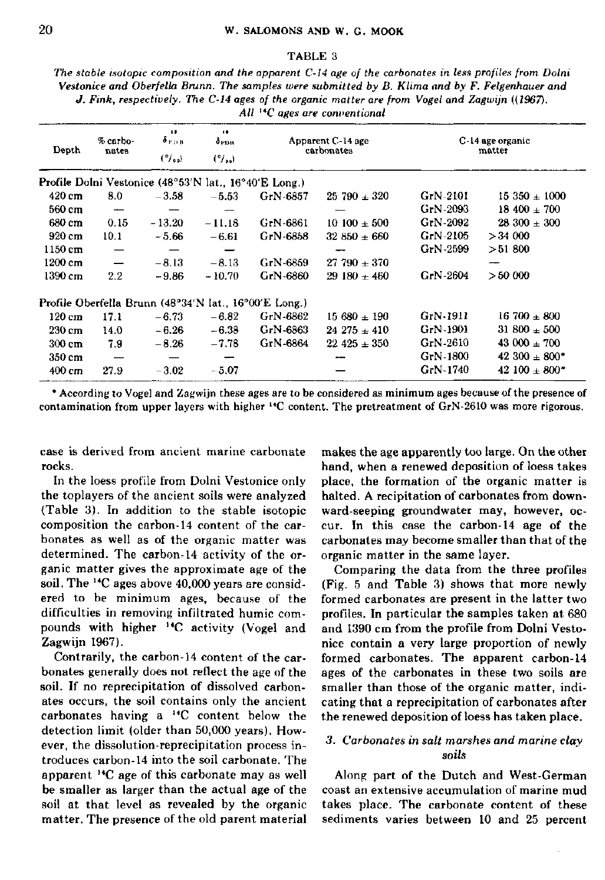TABLE 3

*The stable isotopic composition and the apparent C-14 age of the carbonates in less profiles from Dolni Vestonice and Oberfella Brunn. The samples were submitted by B. Klima and by F. Felgenhauer and J. Fink, respectively. The C-14 ages of the organic matter are from Vogel and Zagwijn ((1967). All [14]C ages are conventional*

| Depth | % carbonates | $\delta_{PDB}^{13}$ (‰) | $\delta_{PDB}^{18}$ (‰) | Apparent C-14 age carbonates | | C-14 age organic matter | |
|---|---|---|---|---|---|---|---|
| **Profile Dolni Vestonice (48°53'N lat., 16°40'E Long.)** | | | | | | | |
| 420 cm | 8.0 | −3.58 | −5.53 | GrN-6857 | 25 790 ± 320 | GrN-2101 | 15 350 ± 1000 |
| 560 cm | — | — | — | | — | GrN-2093 | 18 400 ± 700 |
| 680 cm | 0.15 | −13.20 | −11.18 | GrN-6861 | 10 100 ± 500 | GrN-2092 | 28 300 ± 300 |
| 920 cm | 10.1 | −5.66 | −6.61 | GrN-6858 | 32 850 ± 660 | GrN-2105 | >34 000 |
| 1150 cm | — | — | — | | — | GrN-2599 | >51 800 |
| 1200 cm | — | −8.13 | −8.13 | GrN-6859 | 27 790 ± 370 | | — |
| 1390 cm | 2.2 | −9.86 | −10.70 | GrN-6860 | 29 180 ± 460 | GrN-2604 | >50 000 |
| **Profile Oberfella Brunn (48°34'N lat., 16°00'E Long.)** | | | | | | | |
| 120 cm | 17.1 | −6.73 | −6.82 | GrN-6862 | 15 680 ± 190 | GrN-1911 | 16 700 ± 800 |
| 230 cm | 14.0 | −6.26 | −6.38 | GrN-6863 | 24 275 ± 410 | GrN-1901 | 31 800 ± 500 |
| 300 cm | 7.9 | −8.26 | −7.78 | GrN-6864 | 22 425 ± 350 | GrN-2610 | 43 000 ± 700 |
| 350 cm | — | — | — | | — | GrN-1800 | 42 300 ± 800* |
| 400 cm | 27.9 | −3.02 | −5.07 | | — | GrN-1740 | 42 100 ± 800* |

\* According to Vogel and Zagwijn these ages are to be considered as minimum ages because of the presence of contamination from upper layers with higher [14]C content. The pretreatment of GrN-2610 was more rigorous.

case is derived from ancient marine carbonate rocks.

In the loess profile from Dolni Vestonice only the toplayers of the ancient soils were analyzed (Table 3). In addition to the stable isotopic composition the carbon-14 content of the carbonates as well as of the organic matter was determined. The carbon-14 activity of the organic matter gives the approximate age of the soil. The [14]C ages above 40,000 years are considered to be minimum ages, because of the difficulties in removing infiltrated humic compounds with higher [14]C activity (Vogel and Zagwijn 1967).

Contrarily, the carbon-14 content of the carbonates generally does not reflect the age of the soil. If no reprecipitation of dissolved carbonates occurs, the soil contains only the ancient carbonates having a [14]C content below the detection limit (older than 50,000 years). However, the dissolution-reprecipitation process introduces carbon-14 into the soil carbonate. The apparent [14]C age of this carbonate may as well be smaller as larger than the actual age of the soil at that level as revealed by the organic matter. The presence of the old parent material makes the age apparently too large. On the other hand, when a renewed deposition of loess takes place, the formation of the organic matter is halted. A recipitation of carbonates from downward-seeping groundwater may, however, occur. In this case the carbon-14 age of the carbonates may become smaller than that of the organic matter in the same layer.

Comparing the data from the three profiles (Fig. 5 and Table 3) shows that more newly formed carbonates are present in the latter two profiles. In particular the samples taken at 680 and 1390 cm from the profile from Dolni Vestonice contain a very large proportion of newly formed carbonates. The apparent carbon-14 ages of the carbonates in these two soils are smaller than those of the organic matter, indicating that a reprecipitation of carbonates after the renewed deposition of loess has taken place.

### 3. *Carbonates in salt marshes and marine clay soils*

Along part of the Dutch and West-German coast an extensive accumulation of marine mud takes place. The carbonate content of these sediments varies between 10 and 25 percent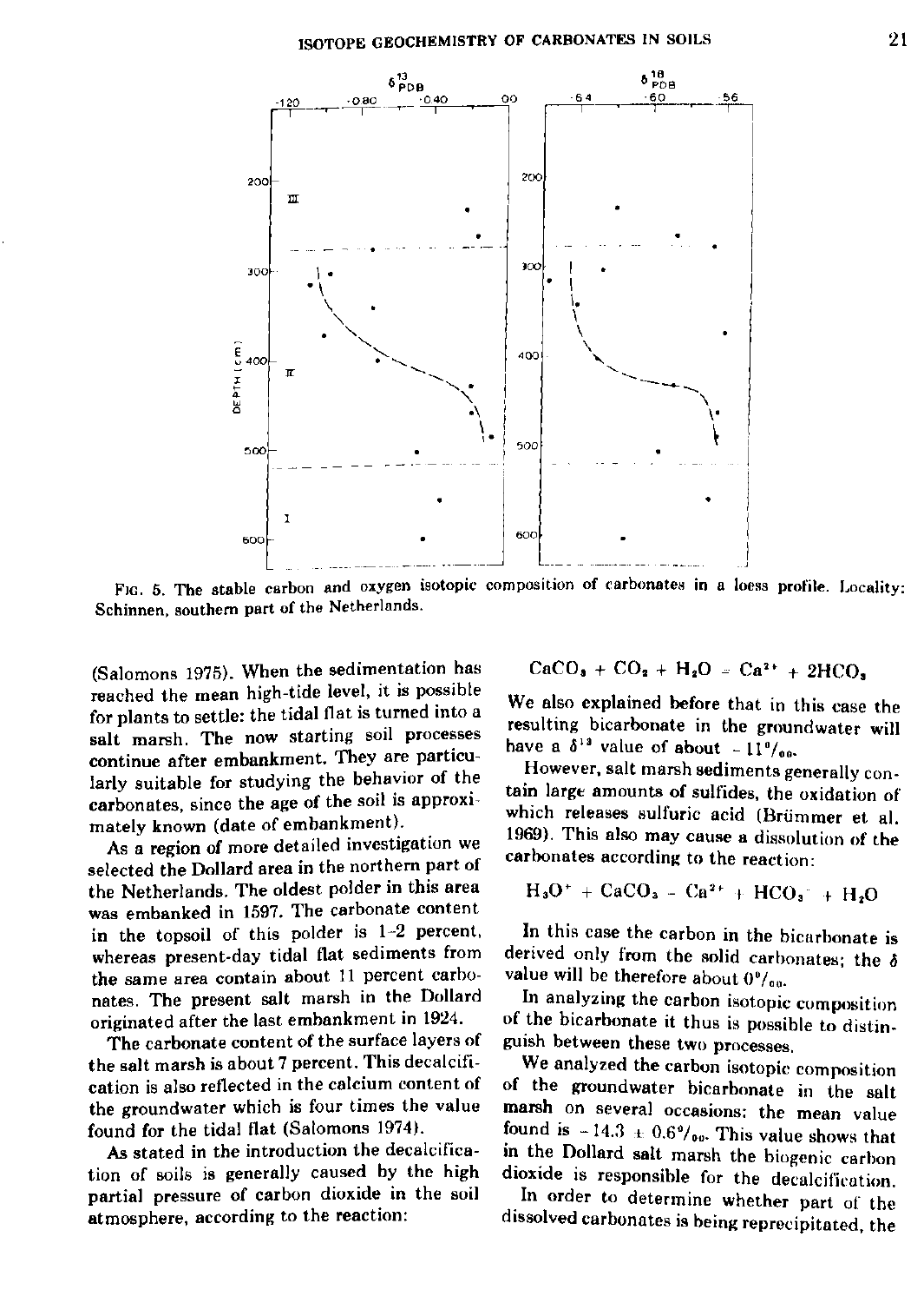FIG. 5. The stable carbon and oxygen isotopic composition of carbonates in a loess profile. Locality: Schinnen, southern part of the Netherlands.

(Salomons 1975). When the sedimentation has reached the mean high-tide level, it is possible for plants to settle: the tidal flat is turned into a salt marsh. The now starting soil processes continue after embankment. They are particularly suitable for studying the behavior of the carbonates, since the age of the soil is approximately known (date of embankment).

As a region of more detailed investigation we selected the Dollard area in the northern part of the Netherlands. The oldest polder in this area was embanked in 1597. The carbonate content in the topsoil of this polder is 1–2 percent, whereas present-day tidal flat sediments from the same area contain about 11 percent carbonates. The present salt marsh in the Dollard originated after the last embankment in 1924.

The carbonate content of the surface layers of the salt marsh is about 7 percent. This decalcification is also reflected in the calcium content of the groundwater which is four times the value found for the tidal flat (Salomons 1974).

As stated in the introduction the decalcification of soils is generally caused by the high partial pressure of carbon dioxide in the soil atmosphere, according to the reaction:

$$CaCO_3 + CO_2 + H_2O = Ca^{2+} + 2HCO_3$$

We also explained before that in this case the resulting bicarbonate in the groundwater will have a $\delta^{13}$ value of about $-11‰$.

However, salt marsh sediments generally contain large amounts of sulfides, the oxidation of which releases sulfuric acid (Brümmer et al. 1969). This also may cause a dissolution of the carbonates according to the reaction:

$$H_3O^+ + CaCO_3 = Ca^{2+} + HCO_3^- + H_2O$$

In this case the carbon in the bicarbonate is derived only from the solid carbonates; the $\delta$ value will be therefore about $0‰$.

In analyzing the carbon isotopic composition of the bicarbonate it thus is possible to distinguish between these two processes.

We analyzed the carbon isotopic composition of the groundwater bicarbonate in the salt marsh on several occasions: the mean value found is $-14.3 \pm 0.6‰$. This value shows that in the Dollard salt marsh the biogenic carbon dioxide is responsible for the decalcification.

In order to determine whether part of the dissolved carbonates is being reprecipitated, the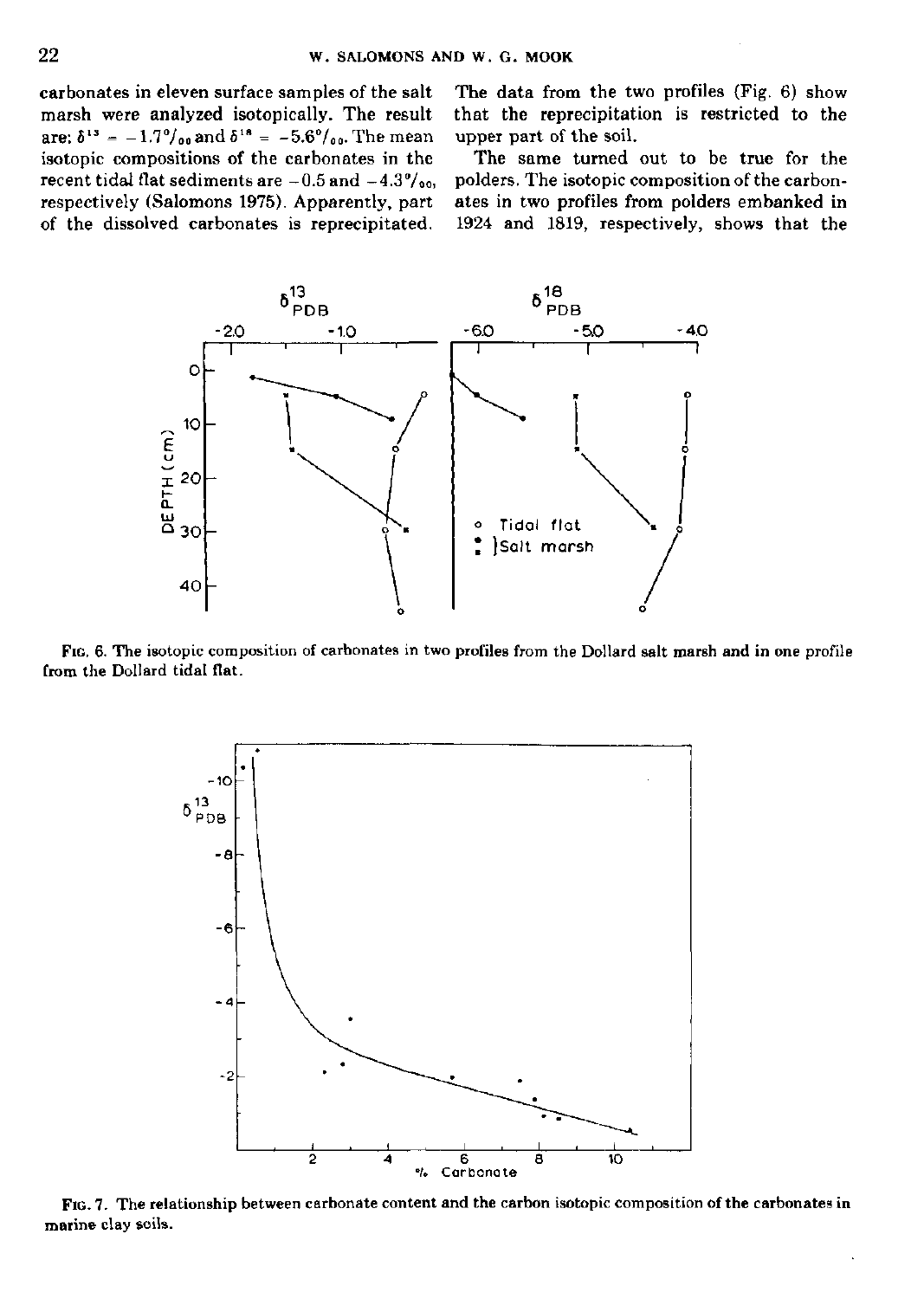carbonates in eleven surface samples of the salt marsh were analyzed isotopically. The result are: $\delta^{13} = -1.7‰$ and $\delta^{18} = -5.6‰$. The mean isotopic compositions of the carbonates in the recent tidal flat sediments are $-0.5$ and $-4.3‰$, respectively (Salomons 1975). Apparently, part of the dissolved carbonates is reprecipitated. The data from the two profiles (Fig. 6) show that the reprecipitation is restricted to the upper part of the soil.

The same turned out to be true for the polders. The isotopic composition of the carbonates in two profiles from polders embanked in 1924 and 1819, respectively, shows that the

FIG. 6. The isotopic composition of carbonates in two profiles from the Dollard salt marsh and in one profile from the Dollard tidal flat.

FIG. 7. The relationship between carbonate content and the carbon isotopic composition of the carbonates in marine clay soils.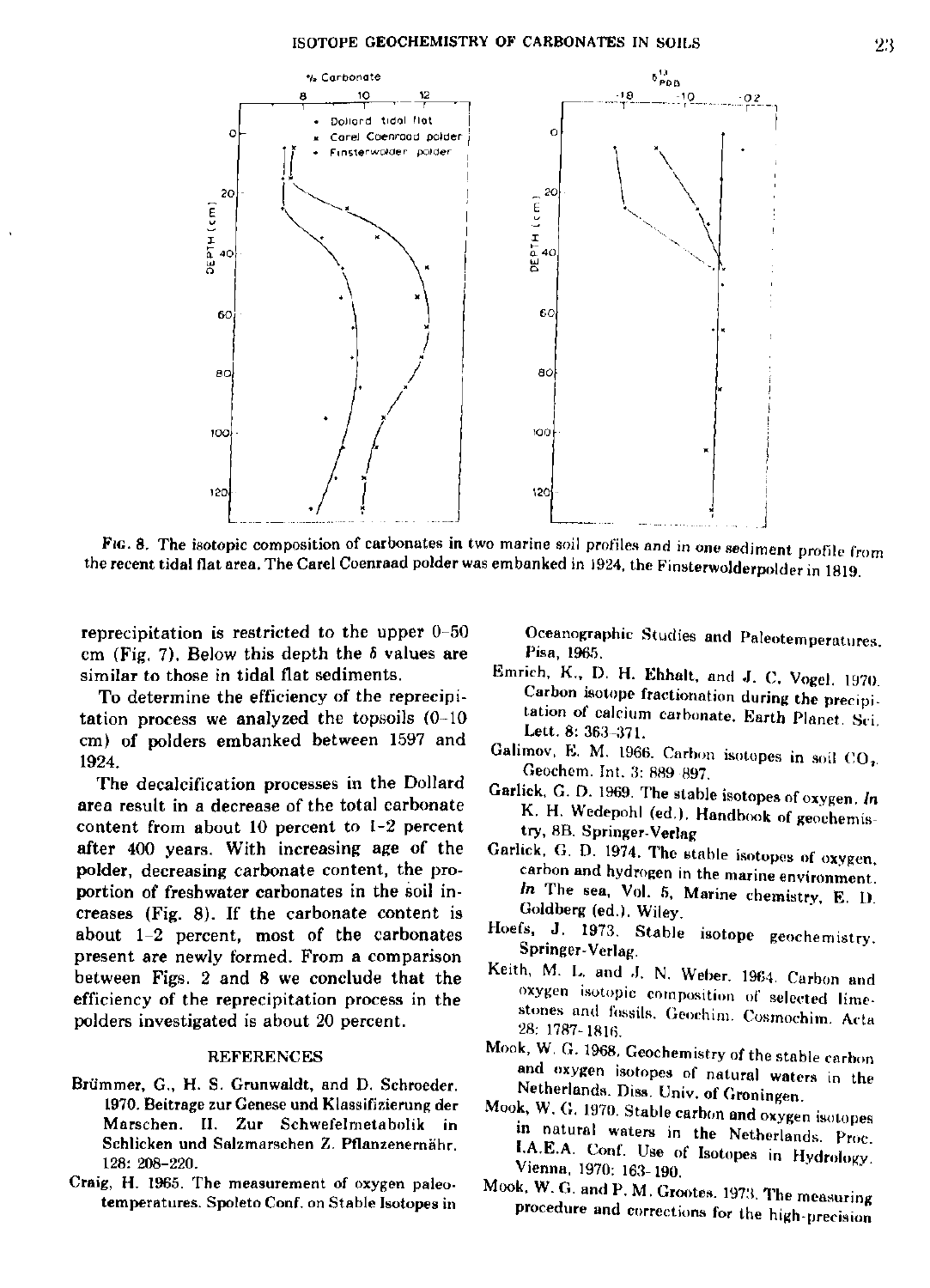FIG. 8. The isotopic composition of carbonates in two marine soil profiles and in one sediment profile from the recent tidal flat area. The Carel Coenraad polder was embanked in 1924, the Finsterwolderpolder in 1819.

reprecipitation is restricted to the upper 0–50 cm (Fig. 7). Below this depth the δ values are similar to those in tidal flat sediments.

To determine the efficiency of the reprecipitation process we analyzed the topsoils (0–10 cm) of polders embanked between 1597 and 1924.

The decalcification processes in the Dollard area result in a decrease of the total carbonate content from about 10 percent to 1–2 percent after 400 years. With increasing age of the polder, decreasing carbonate content, the proportion of freshwater carbonates in the soil increases (Fig. 8). If the carbonate content is about 1–2 percent, most of the carbonates present are newly formed. From a comparison between Figs. 2 and 8 we conclude that the efficiency of the reprecipitation process in the polders investigated is about 20 percent.

## REFERENCES

Brümmer, G., H. S. Grunwaldt, and D. Schroeder. 1970. Beitrage zur Genese und Klassifizierung der Marschen. II. Zur Schwefelmetabolik in Schlicken und Salzmarschen Z. Pflanzenernähr. 128: 208–220.

Craig, H. 1965. The measurement of oxygen paleotemperatures. Spoleto Conf. on Stable Isotopes in Oceanographic Studies and Paleotemperatures. Pisa, 1965.

Emrich, K., D. H. Ehhalt, and J. C. Vogel. 1970. Carbon isotope fractionation during the precipitation of calcium carbonate. Earth Planet. Sci. Lett. 8: 363–371.

Galimov, E. M. 1966. Carbon isotopes in soil $CO_2$. Geochem. Int. 3: 889–897.

Garlick, G. D. 1969. The stable isotopes of oxygen. *In* K. H. Wedepohl (ed.). Handbook of geochemistry, 8B. Springer-Verlag

Garlick, G. D. 1974. The stable isotopes of oxygen, carbon and hydrogen in the marine environment. *In* The sea, Vol. 5, Marine chemistry, E. D. Goldberg (ed.). Wiley.

Hoefs, J. 1973. Stable isotope geochemistry. Springer-Verlag.

Keith, M. L. and J. N. Weber. 1964. Carbon and oxygen isotopic composition of selected limestones and fossils. Geochim. Cosmochim. Acta 28: 1787–1816.

Mook, W. G. 1968. Geochemistry of the stable carbon and oxygen isotopes of natural waters in the Netherlands. Diss. Univ. of Groningen.

Mook, W. G. 1970. Stable carbon and oxygen isotopes in natural waters in the Netherlands. Proc. I.A.E.A. Conf. Use of Isotopes in Hydrology. Vienna, 1970: 163–190.

Mook, W. G. and P. M. Grootes. 1973. The measuring procedure and corrections for the high-precision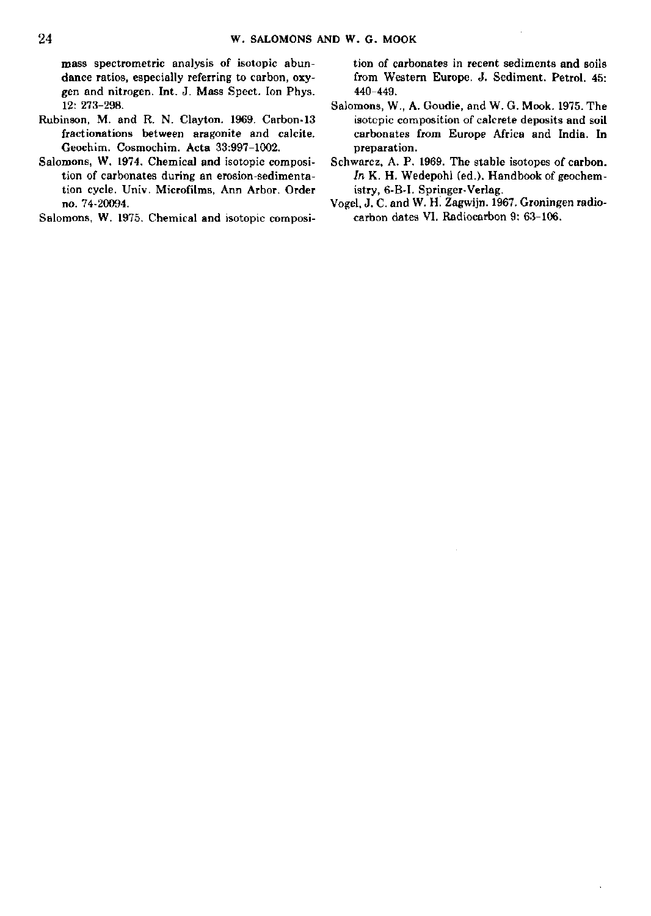mass spectrometric analysis of isotopic abundance ratios, especially referring to carbon, oxygen and nitrogen. Int. J. Mass Spect. Ion Phys. 12: 273–298.

Rubinson, M. and R. N. Clayton. 1969. Carbon-13 fractionations between aragonite and calcite. Geochim. Cosmochim. Acta 33:997–1002.

Salomons, W. 1974. Chemical and isotopic composition of carbonates during an erosion-sedimentation cycle. Univ. Microfilms, Ann Arbor. Order no. 74-20094.

Salomons, W. 1975. Chemical and isotopic composition of carbonates in recent sediments and soils from Western Europe. J. Sediment. Petrol. 45: 440–449.

Salomons, W., A. Goudie, and W. G. Mook. 1975. The isotopic composition of calcrete deposits and soil carbonates from Europe Africa and India. In preparation.

Schwarcz, A. P. 1969. The stable isotopes of carbon. *In* K. H. Wedepohl (ed.). Handbook of geochemistry, 6-B-I. Springer-Verlag.

Vogel, J. C. and W. H. Zagwijn. 1967. Groningen radiocarbon dates VI. Radiocarbon 9: 63–106.